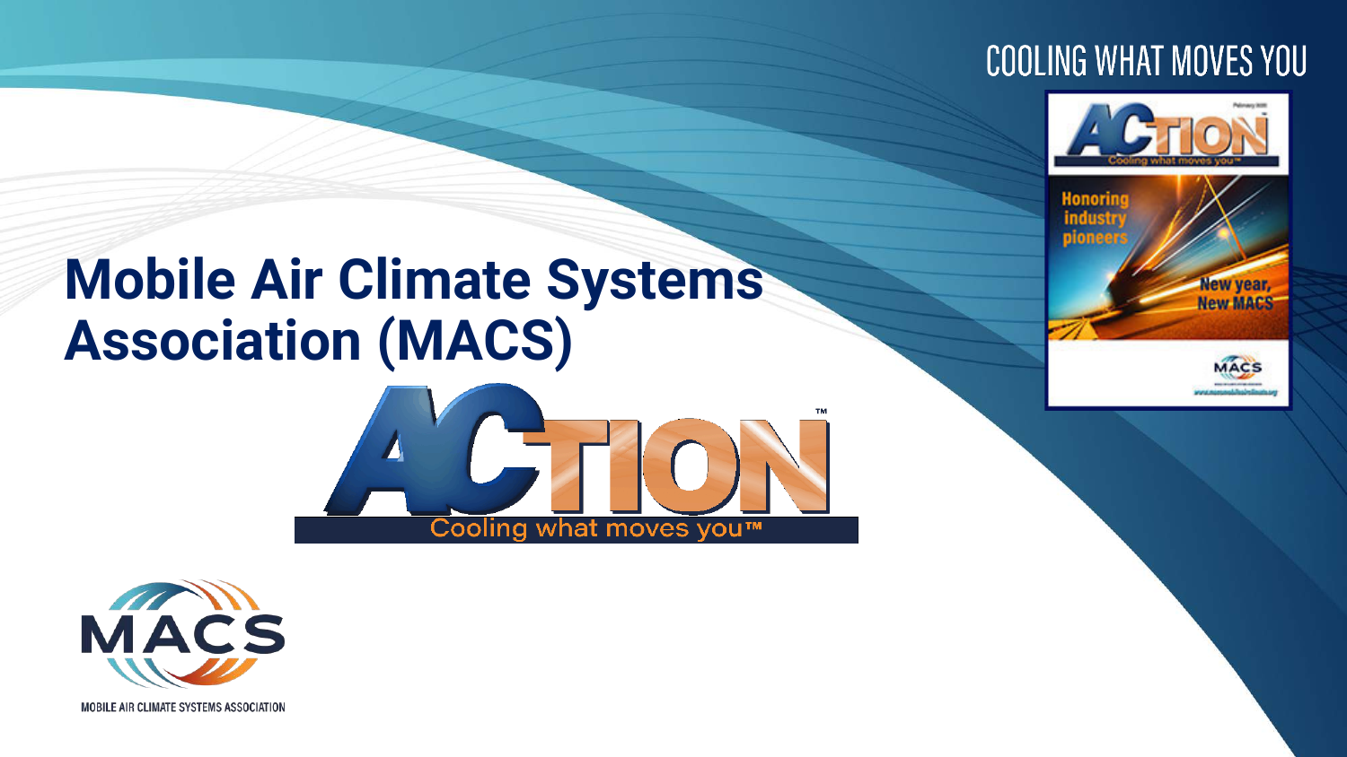COOLING WHAT MOVES YOU

# Mobile Air Climate Systems Association (MACS)

ACTION™

Cooling what moves you™

MOBILE AIR CLIMATE SYSTEMS ASSOCIATION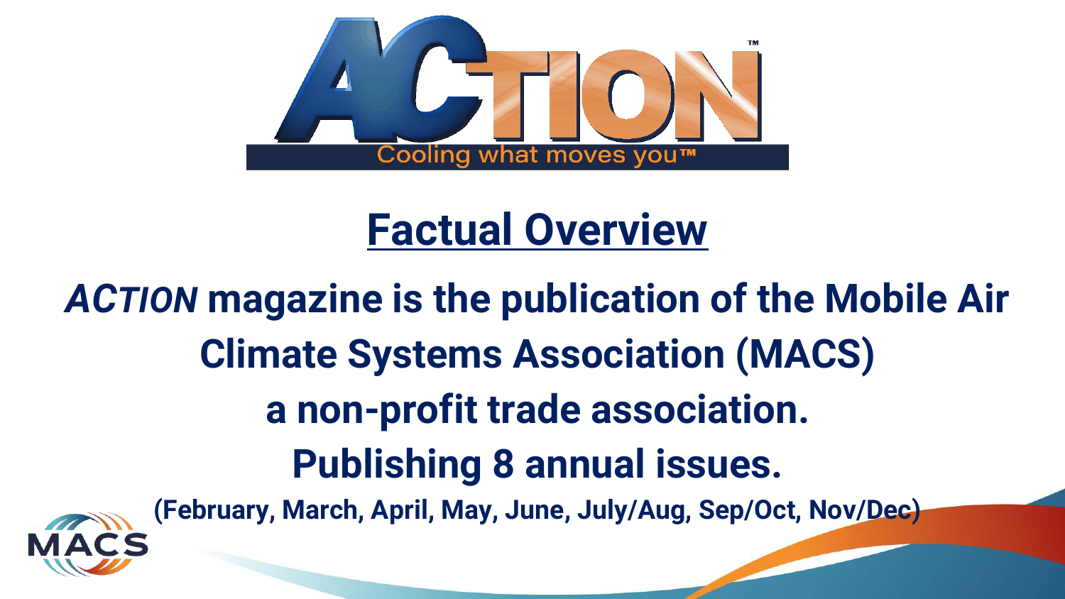# Factual Overview

***ACTION*** **magazine is the publication of the Mobile Air Climate Systems Association (MACS) a non-profit trade association.**

**Publishing 8 annual issues.**

**(February, March, April, May, June, July/Aug, Sep/Oct, Nov/Dec)**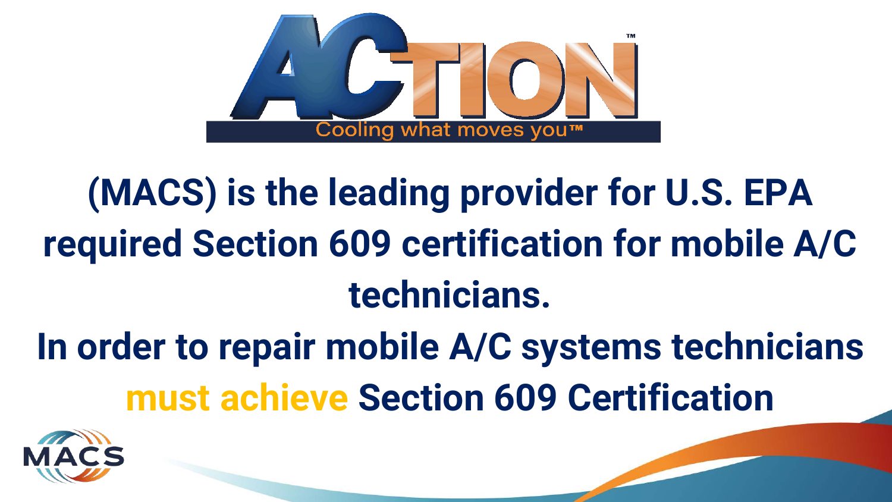# ACTION™

Cooling what moves you™

**(MACS) is the leading provider for U.S. EPA required Section 609 certification for mobile A/C technicians.**

**In order to repair mobile A/C systems technicians must achieve Section 609 Certification**

MACS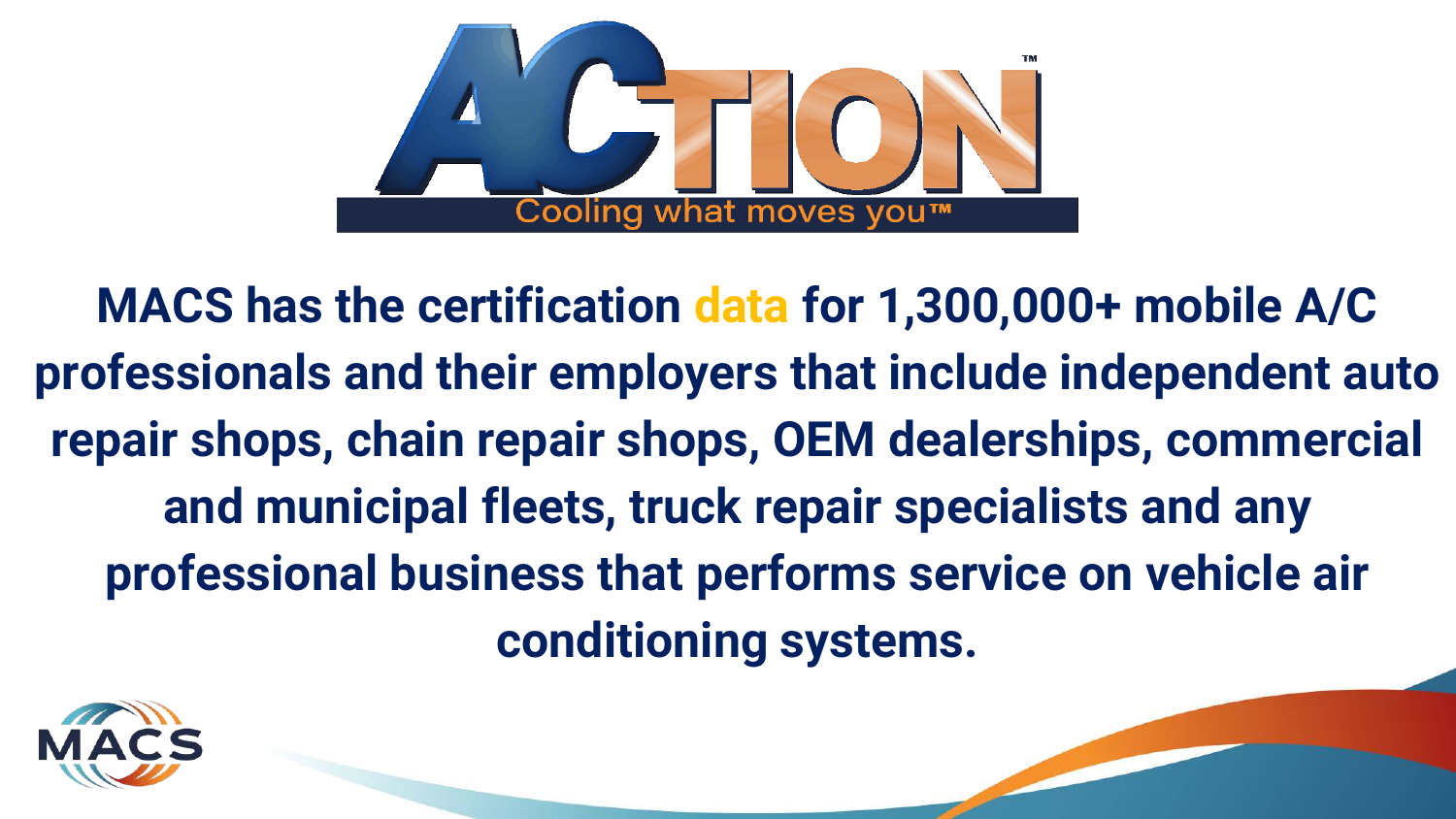ACTION™

Cooling what moves you™

**MACS has the certification data for 1,300,000+ mobile A/C professionals and their employers that include independent auto repair shops, chain repair shops, OEM dealerships, commercial and municipal fleets, truck repair specialists and any professional business that performs service on vehicle air conditioning systems.**

MACS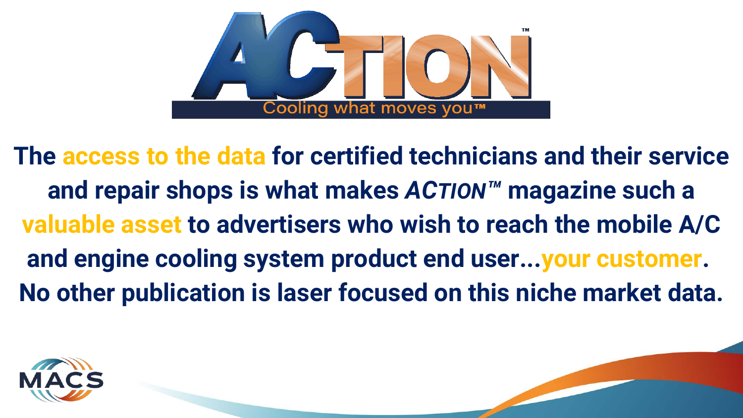ACTION™

Cooling what moves you™

**The access to the data for certified technicians and their service and repair shops is what makes *ACTION™* magazine such a valuable asset to advertisers who wish to reach the mobile A/C and engine cooling system product end user...your customer. No other publication is laser focused on this niche market data.**

MACS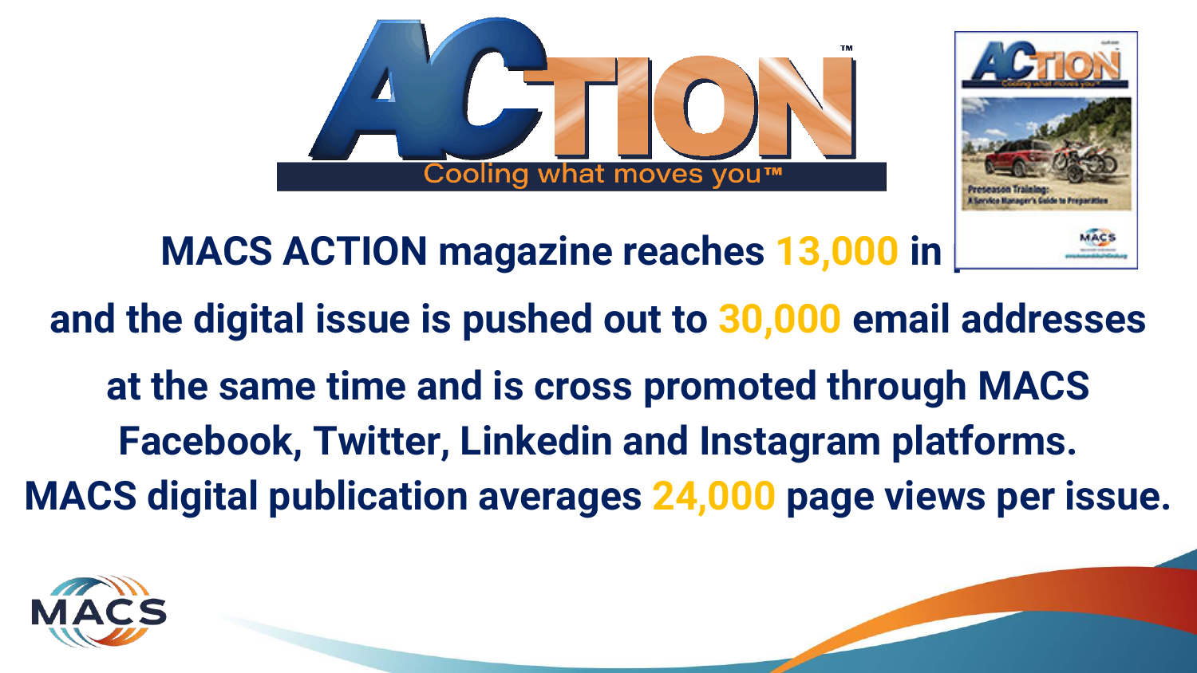# ACTION

Cooling what moves you™

**MACS ACTION magazine reaches 13,000 in**

**and the digital issue is pushed out to 30,000 email addresses at the same time and is cross promoted through MACS Facebook, Twitter, Linkedin and Instagram platforms.**

**MACS digital publication averages 24,000 page views per issue.**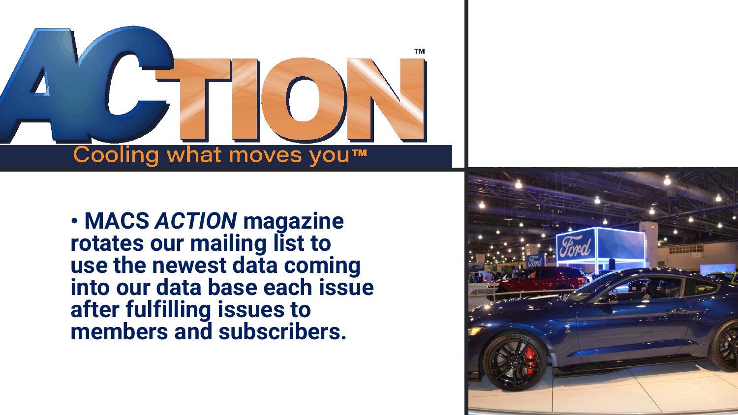# ACTION™

Cooling what moves you™

- **MACS *ACTION* magazine rotates our mailing list to use the newest data coming into our data base each issue after fulfilling issues to members and subscribers.**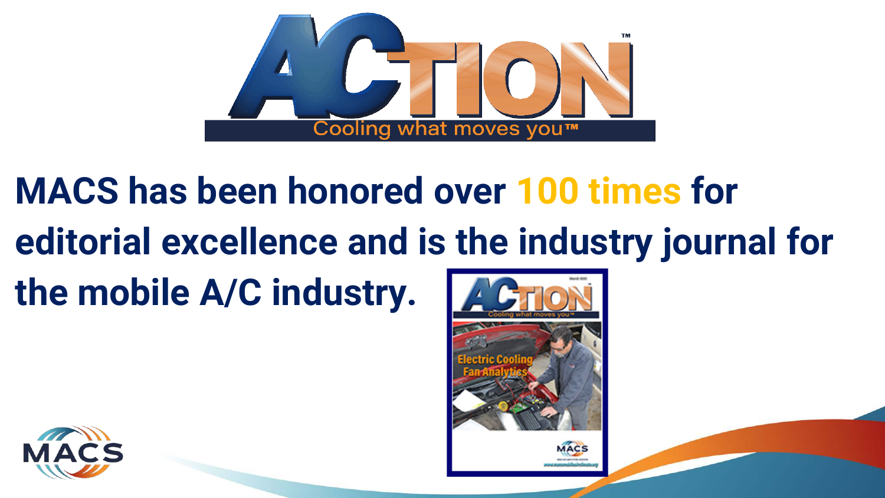# ACTION™

Cooling what moves you™

**MACS has been honored over 100 times for editorial excellence and is the industry journal for the mobile A/C industry.**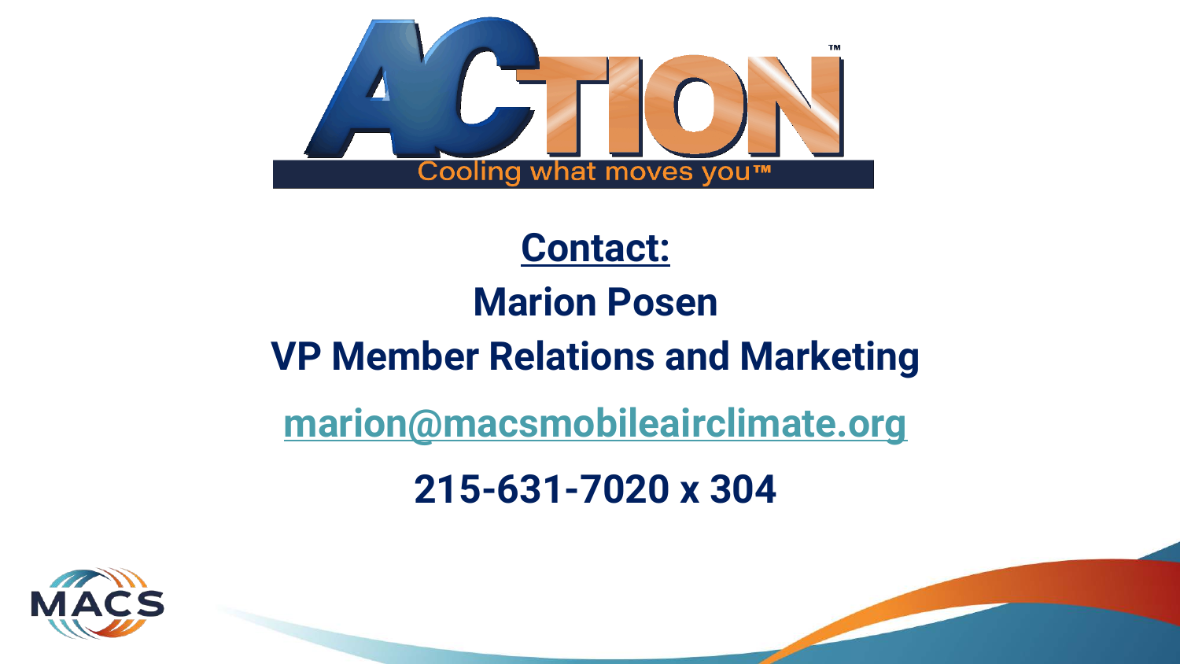ACTION™

Cooling what moves you™

**Contact:**

**Marion Posen**

**VP Member Relations and Marketing**

**marion@macsmobileairclimate.org**

**215-631-7020 x 304**

MACS